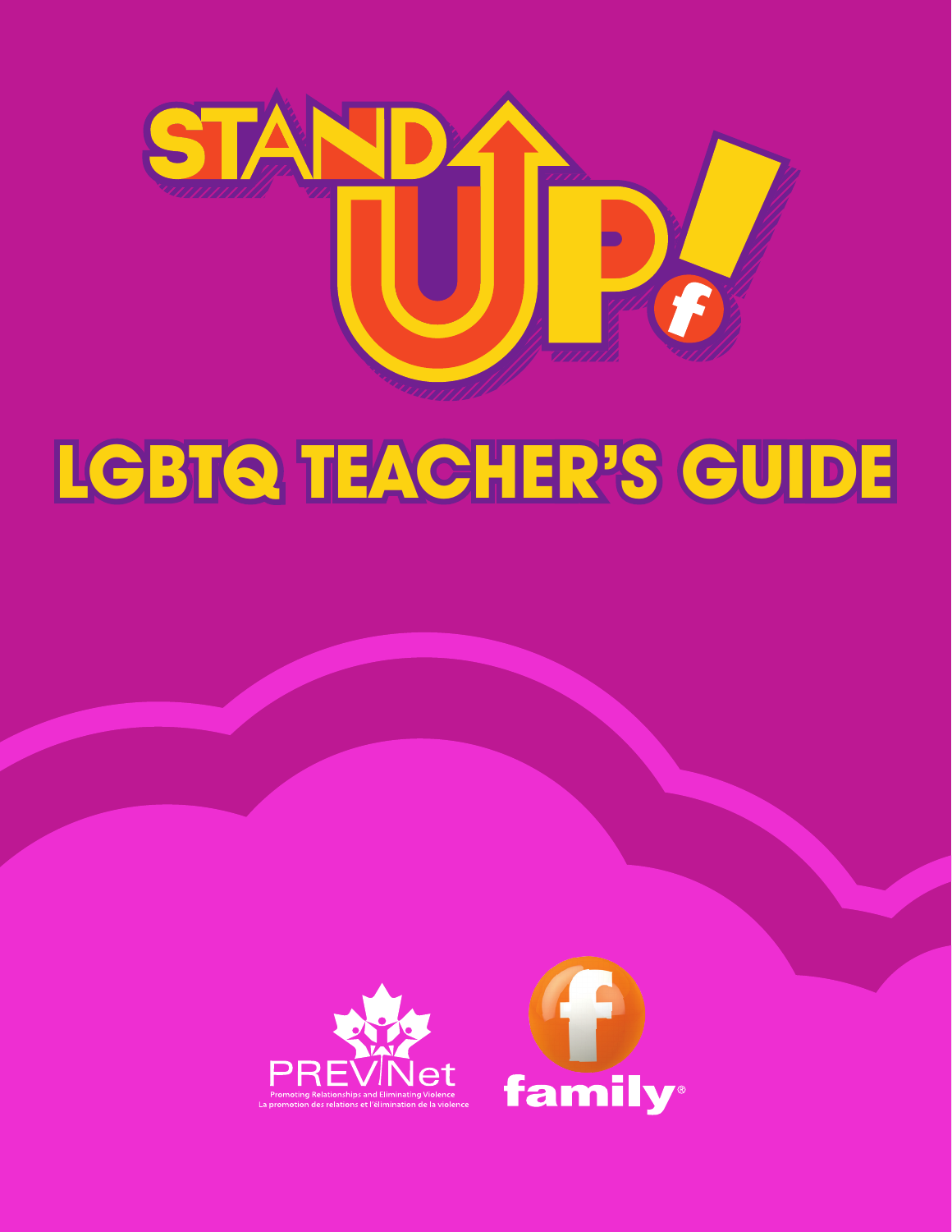# STAND UP!

# LGBTQ TEACHER'S GUIDE

PREVNet

Promoting Relationships and Eliminating Violence

La promotion des relations et l'élimination de la violence

family®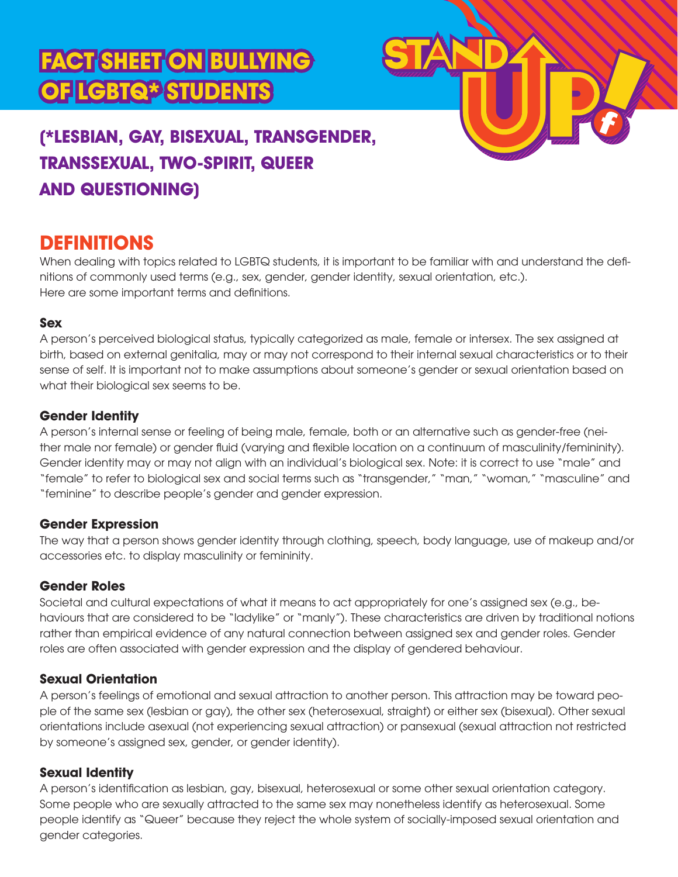# FACT SHEET ON BULLYING OF LGBTQ* STUDENTS

## (*LESBIAN, GAY, BISEXUAL, TRANSGENDER, TRANSSEXUAL, TWO-SPIRIT, QUEER AND QUESTIONING)

## DEFINITIONS

When dealing with topics related to LGBTQ students, it is important to be familiar with and understand the definitions of commonly used terms (e.g., sex, gender, gender identity, sexual orientation, etc.). Here are some important terms and definitions.

### Sex

A person's perceived biological status, typically categorized as male, female or intersex. The sex assigned at birth, based on external genitalia, may or may not correspond to their internal sexual characteristics or to their sense of self. It is important not to make assumptions about someone's gender or sexual orientation based on what their biological sex seems to be.

### Gender Identity

A person's internal sense or feeling of being male, female, both or an alternative such as gender-free (neither male nor female) or gender fluid (varying and flexible location on a continuum of masculinity/femininity). Gender identity may or may not align with an individual's biological sex. Note: it is correct to use "male" and "female" to refer to biological sex and social terms such as "transgender," "man," "woman," "masculine" and "feminine" to describe people's gender and gender expression.

### Gender Expression

The way that a person shows gender identity through clothing, speech, body language, use of makeup and/or accessories etc. to display masculinity or femininity.

### Gender Roles

Societal and cultural expectations of what it means to act appropriately for one's assigned sex (e.g., behaviours that are considered to be "ladylike" or "manly"). These characteristics are driven by traditional notions rather than empirical evidence of any natural connection between assigned sex and gender roles. Gender roles are often associated with gender expression and the display of gendered behaviour.

### Sexual Orientation

A person's feelings of emotional and sexual attraction to another person. This attraction may be toward people of the same sex (lesbian or gay), the other sex (heterosexual, straight) or either sex (bisexual). Other sexual orientations include asexual (not experiencing sexual attraction) or pansexual (sexual attraction not restricted by someone's assigned sex, gender, or gender identity).

### Sexual Identity

A person's identification as lesbian, gay, bisexual, heterosexual or some other sexual orientation category. Some people who are sexually attracted to the same sex may nonetheless identify as heterosexual. Some people identify as "Queer" because they reject the whole system of socially-imposed sexual orientation and gender categories.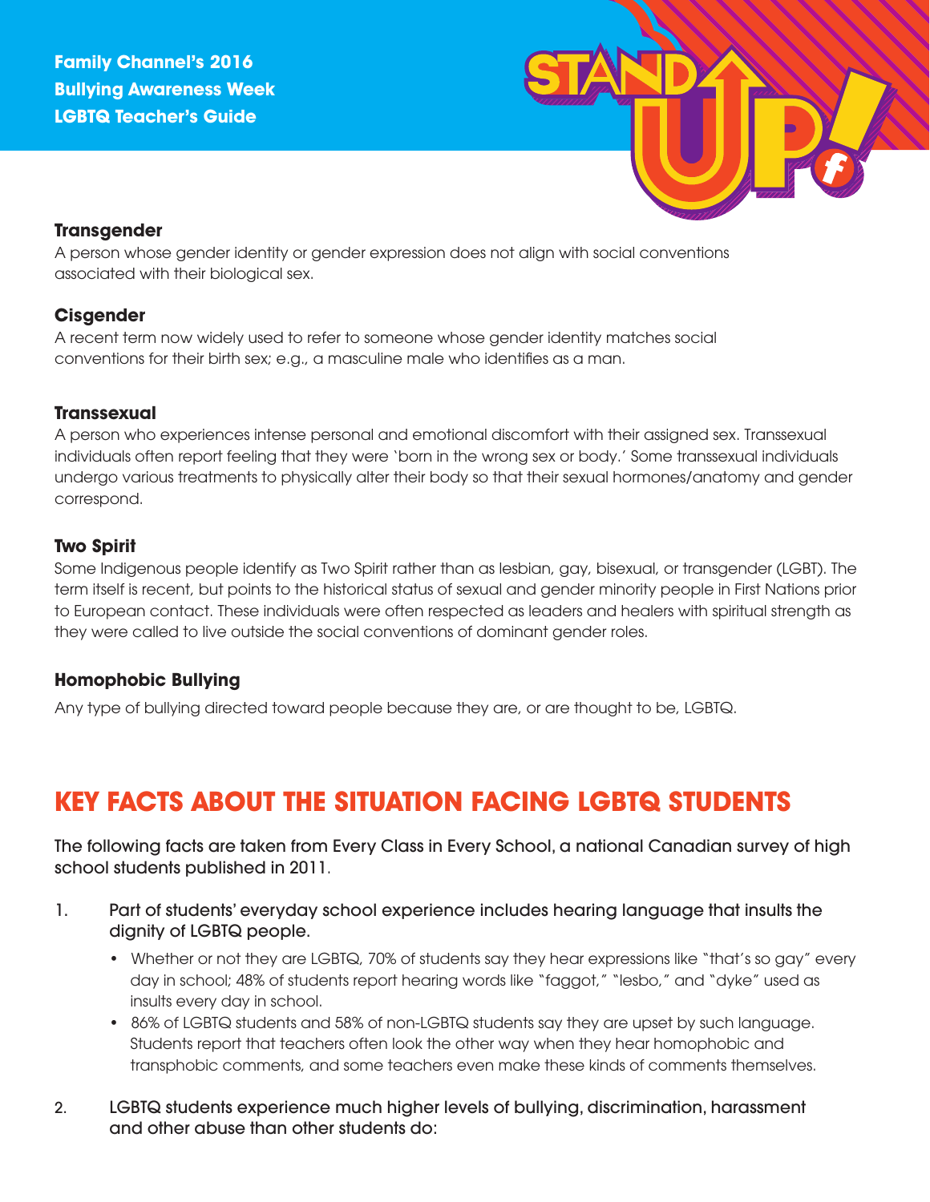### Transgender

A person whose gender identity or gender expression does not align with social conventions associated with their biological sex.

### Cisgender

A recent term now widely used to refer to someone whose gender identity matches social conventions for their birth sex; e.g., a masculine male who identifies as a man.

### Transsexual

A person who experiences intense personal and emotional discomfort with their assigned sex. Transsexual individuals often report feeling that they were 'born in the wrong sex or body.' Some transsexual individuals undergo various treatments to physically alter their body so that their sexual hormones/anatomy and gender correspond.

### Two Spirit

Some Indigenous people identify as Two Spirit rather than as lesbian, gay, bisexual, or transgender (LGBT). The term itself is recent, but points to the historical status of sexual and gender minority people in First Nations prior to European contact. These individuals were often respected as leaders and healers with spiritual strength as they were called to live outside the social conventions of dominant gender roles.

### Homophobic Bullying

Any type of bullying directed toward people because they are, or are thought to be, LGBTQ.

## KEY FACTS ABOUT THE SITUATION FACING LGBTQ STUDENTS

The following facts are taken from Every Class in Every School, a national Canadian survey of high school students published in 2011.

1. Part of students' everyday school experience includes hearing language that insults the dignity of LGBTQ people.
    - Whether or not they are LGBTQ, 70% of students say they hear expressions like "that's so gay" every day in school; 48% of students report hearing words like "faggot," "lesbo," and "dyke" used as insults every day in school.
    - 86% of LGBTQ students and 58% of non-LGBTQ students say they are upset by such language. Students report that teachers often look the other way when they hear homophobic and transphobic comments, and some teachers even make these kinds of comments themselves.
2. LGBTQ students experience much higher levels of bullying, discrimination, harassment and other abuse than other students do: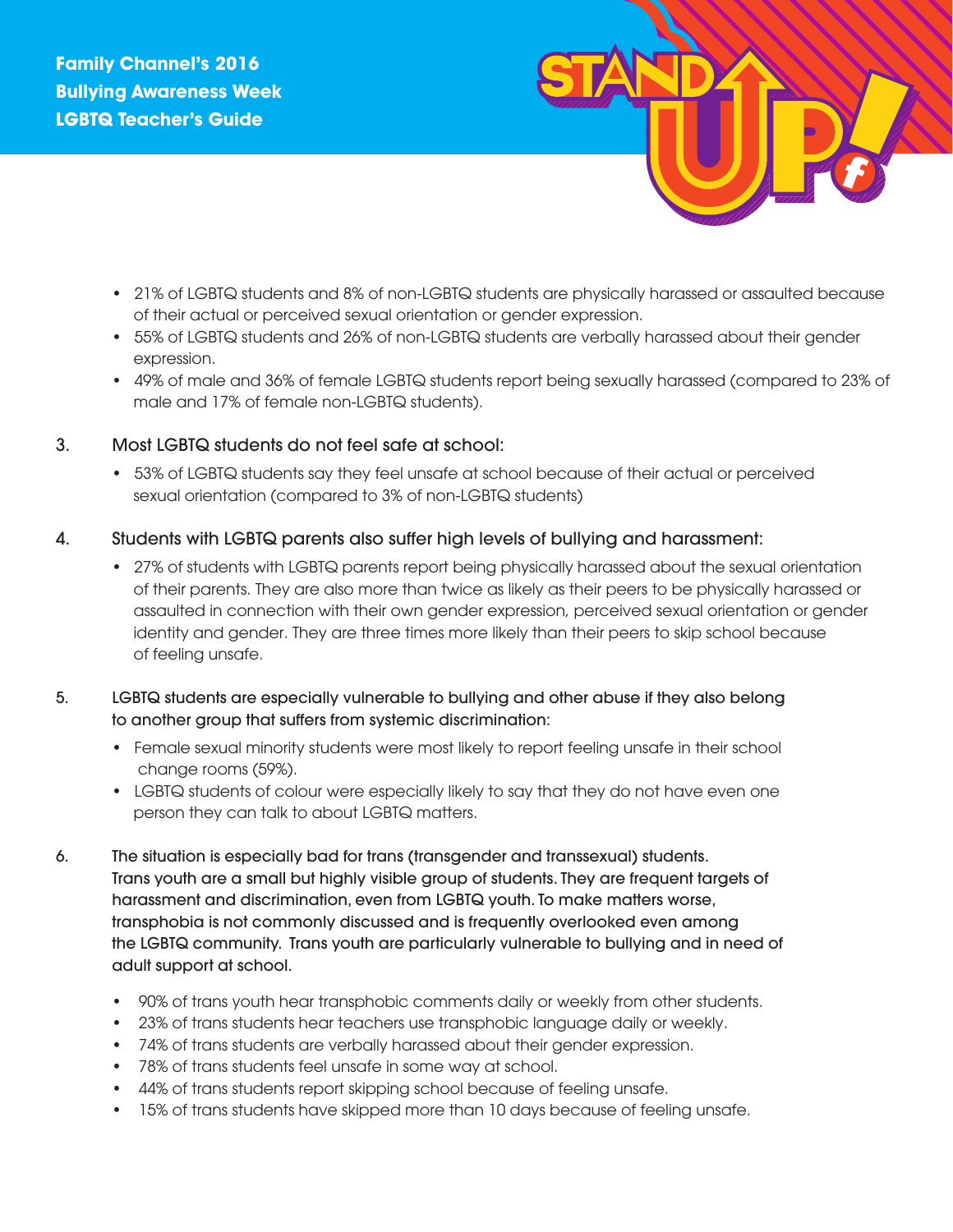- 21% of LGBTQ students and 8% of non-LGBTQ students are physically harassed or assaulted because of their actual or perceived sexual orientation or gender expression.
- 55% of LGBTQ students and 26% of non-LGBTQ students are verbally harassed about their gender expression.
- 49% of male and 36% of female LGBTQ students report being sexually harassed (compared to 23% of male and 17% of female non-LGBTQ students).

3. Most LGBTQ students do not feel safe at school:

   - 53% of LGBTQ students say they feel unsafe at school because of their actual or perceived sexual orientation (compared to 3% of non-LGBTQ students)

4. Students with LGBTQ parents also suffer high levels of bullying and harassment:

   - 27% of students with LGBTQ parents report being physically harassed about the sexual orientation of their parents. They are also more than twice as likely as their peers to be physically harassed or assaulted in connection with their own gender expression, perceived sexual orientation or gender identity and gender. They are three times more likely than their peers to skip school because of feeling unsafe.

5. LGBTQ students are especially vulnerable to bullying and other abuse if they also belong to another group that suffers from systemic discrimination:

   - Female sexual minority students were most likely to report feeling unsafe in their school change rooms (59%).
   - LGBTQ students of colour were especially likely to say that they do not have even one person they can talk to about LGBTQ matters.

6. The situation is especially bad for trans (transgender and transsexual) students. Trans youth are a small but highly visible group of students. They are frequent targets of harassment and discrimination, even from LGBTQ youth. To make matters worse, transphobia is not commonly discussed and is frequently overlooked even among the LGBTQ community. Trans youth are particularly vulnerable to bullying and in need of adult support at school.

   - 90% of trans youth hear transphobic comments daily or weekly from other students.
   - 23% of trans students hear teachers use transphobic language daily or weekly.
   - 74% of trans students are verbally harassed about their gender expression.
   - 78% of trans students feel unsafe in some way at school.
   - 44% of trans students report skipping school because of feeling unsafe.
   - 15% of trans students have skipped more than 10 days because of feeling unsafe.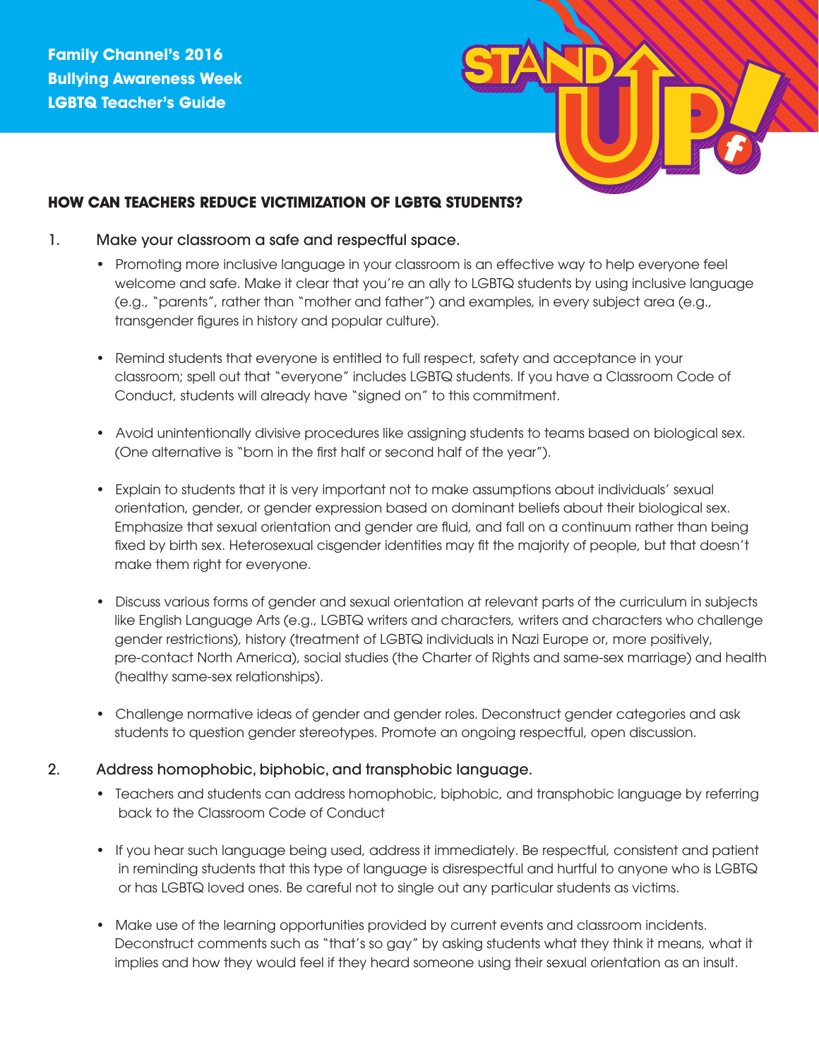Family Channel's 2016
Bullying Awareness Week
LGBTQ Teacher's Guide

## HOW CAN TEACHERS REDUCE VICTIMIZATION OF LGBTQ STUDENTS?

1. Make your classroom a safe and respectful space.
   - Promoting more inclusive language in your classroom is an effective way to help everyone feel welcome and safe. Make it clear that you're an ally to LGBTQ students by using inclusive language (e.g., "parents", rather than "mother and father") and examples, in every subject area (e.g., transgender figures in history and popular culture).
   - Remind students that everyone is entitled to full respect, safety and acceptance in your classroom; spell out that "everyone" includes LGBTQ students. If you have a Classroom Code of Conduct, students will already have "signed on" to this commitment.
   - Avoid unintentionally divisive procedures like assigning students to teams based on biological sex. (One alternative is "born in the first half or second half of the year").
   - Explain to students that it is very important not to make assumptions about individuals' sexual orientation, gender, or gender expression based on dominant beliefs about their biological sex. Emphasize that sexual orientation and gender are fluid, and fall on a continuum rather than being fixed by birth sex. Heterosexual cisgender identities may fit the majority of people, but that doesn't make them right for everyone.
   - Discuss various forms of gender and sexual orientation at relevant parts of the curriculum in subjects like English Language Arts (e.g., LGBTQ writers and characters, writers and characters who challenge gender restrictions), history (treatment of LGBTQ individuals in Nazi Europe or, more positively, pre-contact North America), social studies (the Charter of Rights and same-sex marriage) and health (healthy same-sex relationships).
   - Challenge normative ideas of gender and gender roles. Deconstruct gender categories and ask students to question gender stereotypes. Promote an ongoing respectful, open discussion.

2. Address homophobic, biphobic, and transphobic language.
   - Teachers and students can address homophobic, biphobic, and transphobic language by referring back to the Classroom Code of Conduct
   - If you hear such language being used, address it immediately. Be respectful, consistent and patient in reminding students that this type of language is disrespectful and hurtful to anyone who is LGBTQ or has LGBTQ loved ones. Be careful not to single out any particular students as victims.
   - Make use of the learning opportunities provided by current events and classroom incidents. Deconstruct comments such as "that's so gay" by asking students what they think it means, what it implies and how they would feel if they heard someone using their sexual orientation as an insult.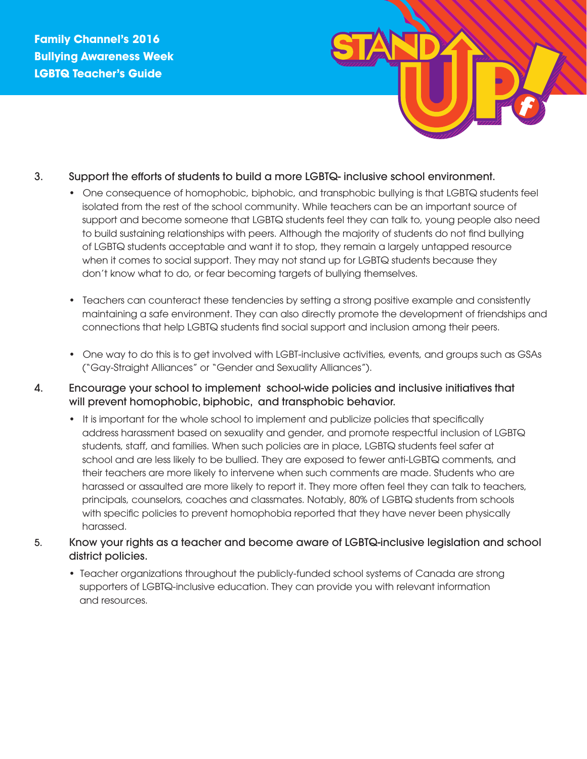3. Support the efforts of students to build a more LGBTQ- inclusive school environment.

    - One consequence of homophobic, biphobic, and transphobic bullying is that LGBTQ students feel isolated from the rest of the school community. While teachers can be an important source of support and become someone that LGBTQ students feel they can talk to, young people also need to build sustaining relationships with peers. Although the majority of students do not find bullying of LGBTQ students acceptable and want it to stop, they remain a largely untapped resource when it comes to social support. They may not stand up for LGBTQ students because they don't know what to do, or fear becoming targets of bullying themselves.

    - Teachers can counteract these tendencies by setting a strong positive example and consistently maintaining a safe environment. They can also directly promote the development of friendships and connections that help LGBTQ students find social support and inclusion among their peers.

    - One way to do this is to get involved with LGBT-inclusive activities, events, and groups such as GSAs ("Gay-Straight Alliances" or "Gender and Sexuality Alliances").

4. Encourage your school to implement school-wide policies and inclusive initiatives that will prevent homophobic, biphobic, and transphobic behavior.

    - It is important for the whole school to implement and publicize policies that specifically address harassment based on sexuality and gender, and promote respectful inclusion of LGBTQ students, staff, and families. When such policies are in place, LGBTQ students feel safer at school and are less likely to be bullied. They are exposed to fewer anti-LGBTQ comments, and their teachers are more likely to intervene when such comments are made. Students who are harassed or assaulted are more likely to report it. They more often feel they can talk to teachers, principals, counselors, coaches and classmates. Notably, 80% of LGBTQ students from schools with specific policies to prevent homophobia reported that they have never been physically harassed.

5. Know your rights as a teacher and become aware of LGBTQ-inclusive legislation and school district policies.

    - Teacher organizations throughout the publicly-funded school systems of Canada are strong supporters of LGBTQ-inclusive education. They can provide you with relevant information and resources.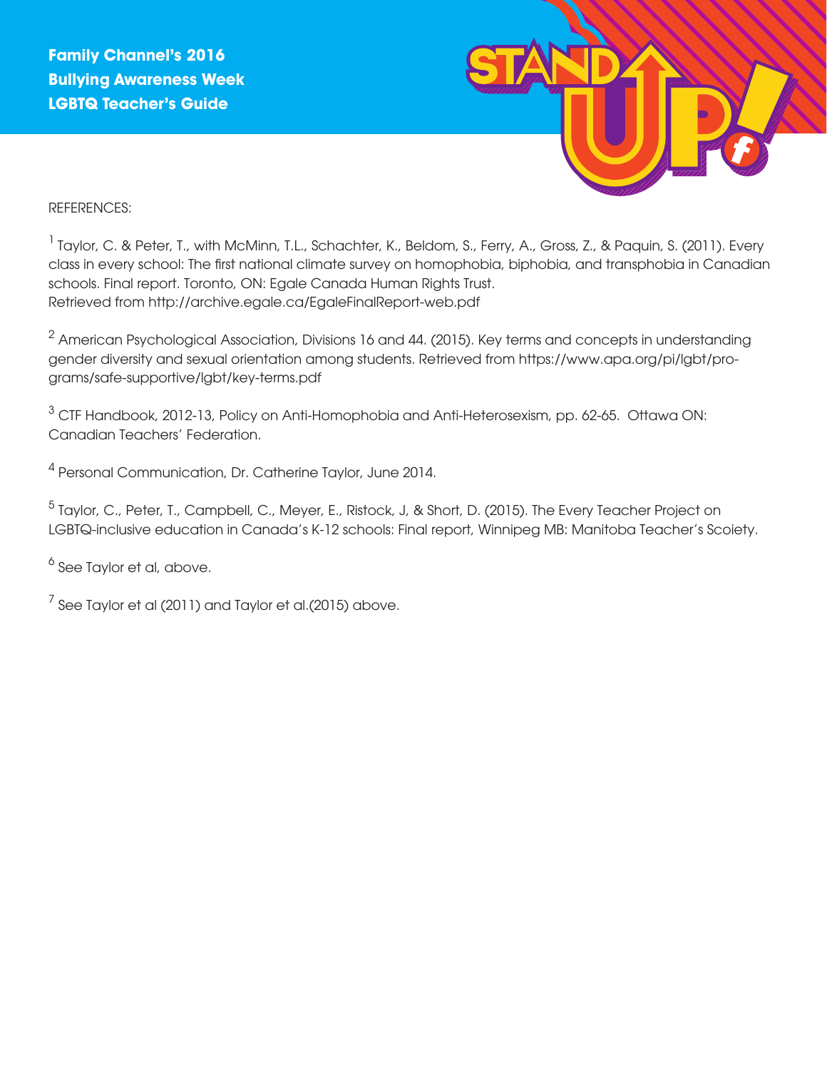REFERENCES:

[1] Taylor, C. & Peter, T., with McMinn, T.L., Schachter, K., Beldom, S., Ferry, A., Gross, Z., & Paquin, S. (2011). Every class in every school: The first national climate survey on homophobia, biphobia, and transphobia in Canadian schools. Final report. Toronto, ON: Egale Canada Human Rights Trust.
Retrieved from http://archive.egale.ca/EgaleFinalReport-web.pdf

[2] American Psychological Association, Divisions 16 and 44. (2015). Key terms and concepts in understanding gender diversity and sexual orientation among students. Retrieved from https://www.apa.org/pi/lgbt/programs/safe-supportive/lgbt/key-terms.pdf

[3] CTF Handbook, 2012-13, Policy on Anti-Homophobia and Anti-Heterosexism, pp. 62-65. Ottawa ON: Canadian Teachers' Federation.

[4] Personal Communication, Dr. Catherine Taylor, June 2014.

[5] Taylor, C., Peter, T., Campbell, C., Meyer, E., Ristock, J, & Short, D. (2015). The Every Teacher Project on LGBTQ-inclusive education in Canada's K-12 schools: Final report, Winnipeg MB: Manitoba Teacher's Scoiety.

[6] See Taylor et al, above.

[7] See Taylor et al (2011) and Taylor et al.(2015) above.